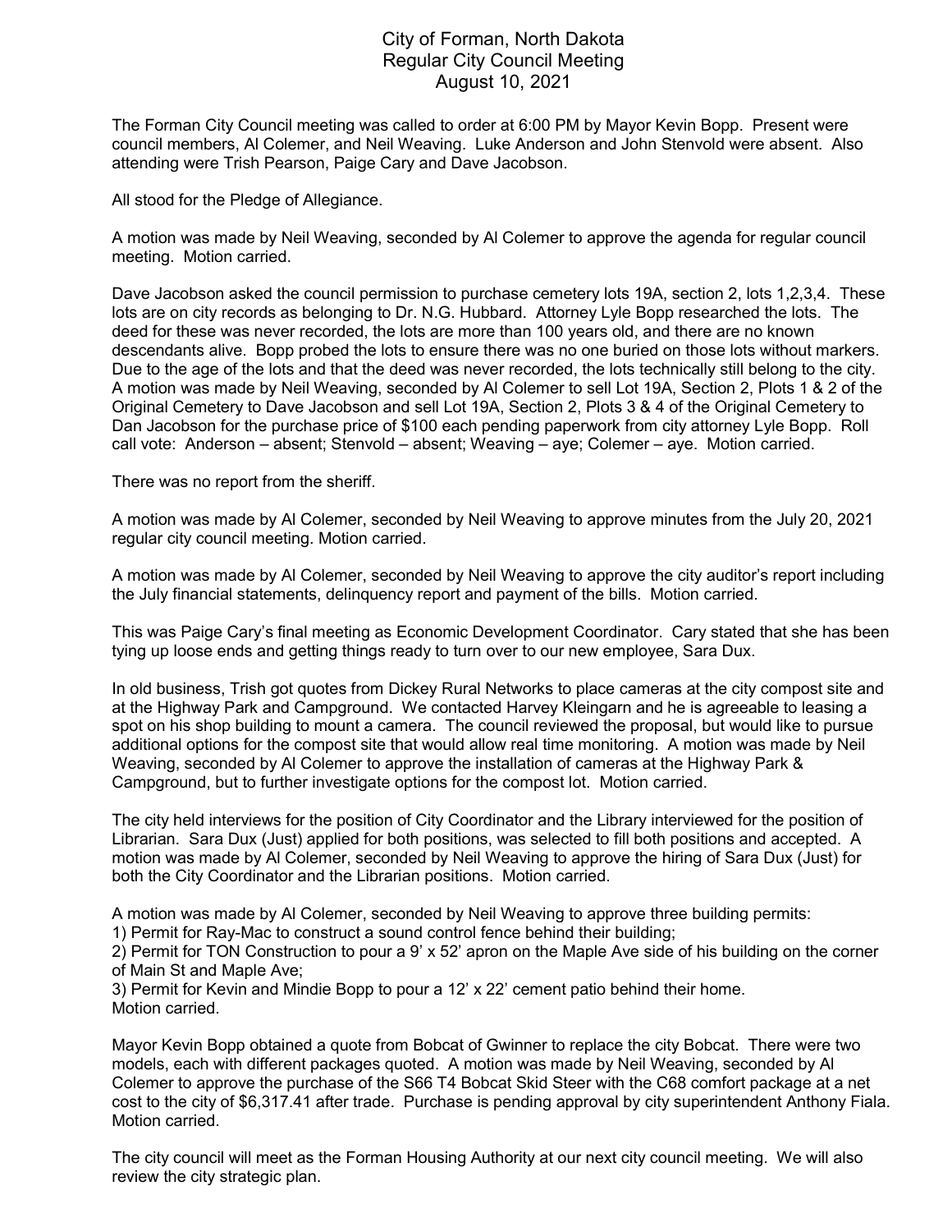# City of Forman, North Dakota
## Regular City Council Meeting
## August 10, 2021

The Forman City Council meeting was called to order at 6:00 PM by Mayor Kevin Bopp. Present were council members, Al Colemer, and Neil Weaving. Luke Anderson and John Stenvold were absent. Also attending were Trish Pearson, Paige Cary and Dave Jacobson.

All stood for the Pledge of Allegiance.

A motion was made by Neil Weaving, seconded by Al Colemer to approve the agenda for regular council meeting. Motion carried.

Dave Jacobson asked the council permission to purchase cemetery lots 19A, section 2, lots 1,2,3,4. These lots are on city records as belonging to Dr. N.G. Hubbard. Attorney Lyle Bopp researched the lots. The deed for these was never recorded, the lots are more than 100 years old, and there are no known descendants alive. Bopp probed the lots to ensure there was no one buried on those lots without markers. Due to the age of the lots and that the deed was never recorded, the lots technically still belong to the city. A motion was made by Neil Weaving, seconded by Al Colemer to sell Lot 19A, Section 2, Plots 1 & 2 of the Original Cemetery to Dave Jacobson and sell Lot 19A, Section 2, Plots 3 & 4 of the Original Cemetery to Dan Jacobson for the purchase price of $100 each pending paperwork from city attorney Lyle Bopp. Roll call vote: Anderson – absent; Stenvold – absent; Weaving – aye; Colemer – aye. Motion carried.

There was no report from the sheriff.

A motion was made by Al Colemer, seconded by Neil Weaving to approve minutes from the July 20, 2021 regular city council meeting. Motion carried.

A motion was made by Al Colemer, seconded by Neil Weaving to approve the city auditor's report including the July financial statements, delinquency report and payment of the bills. Motion carried.

This was Paige Cary's final meeting as Economic Development Coordinator. Cary stated that she has been tying up loose ends and getting things ready to turn over to our new employee, Sara Dux.

In old business, Trish got quotes from Dickey Rural Networks to place cameras at the city compost site and at the Highway Park and Campground. We contacted Harvey Kleingarn and he is agreeable to leasing a spot on his shop building to mount a camera. The council reviewed the proposal, but would like to pursue additional options for the compost site that would allow real time monitoring. A motion was made by Neil Weaving, seconded by Al Colemer to approve the installation of cameras at the Highway Park & Campground, but to further investigate options for the compost lot. Motion carried.

The city held interviews for the position of City Coordinator and the Library interviewed for the position of Librarian. Sara Dux (Just) applied for both positions, was selected to fill both positions and accepted. A motion was made by Al Colemer, seconded by Neil Weaving to approve the hiring of Sara Dux (Just) for both the City Coordinator and the Librarian positions. Motion carried.

A motion was made by Al Colemer, seconded by Neil Weaving to approve three building permits:
1) Permit for Ray-Mac to construct a sound control fence behind their building;
2) Permit for TON Construction to pour a 9' x 52' apron on the Maple Ave side of his building on the corner of Main St and Maple Ave;
3) Permit for Kevin and Mindie Bopp to pour a 12' x 22' cement patio behind their home.
Motion carried.

Mayor Kevin Bopp obtained a quote from Bobcat of Gwinner to replace the city Bobcat. There were two models, each with different packages quoted. A motion was made by Neil Weaving, seconded by Al Colemer to approve the purchase of the S66 T4 Bobcat Skid Steer with the C68 comfort package at a net cost to the city of $6,317.41 after trade. Purchase is pending approval by city superintendent Anthony Fiala. Motion carried.

The city council will meet as the Forman Housing Authority at our next city council meeting. We will also review the city strategic plan.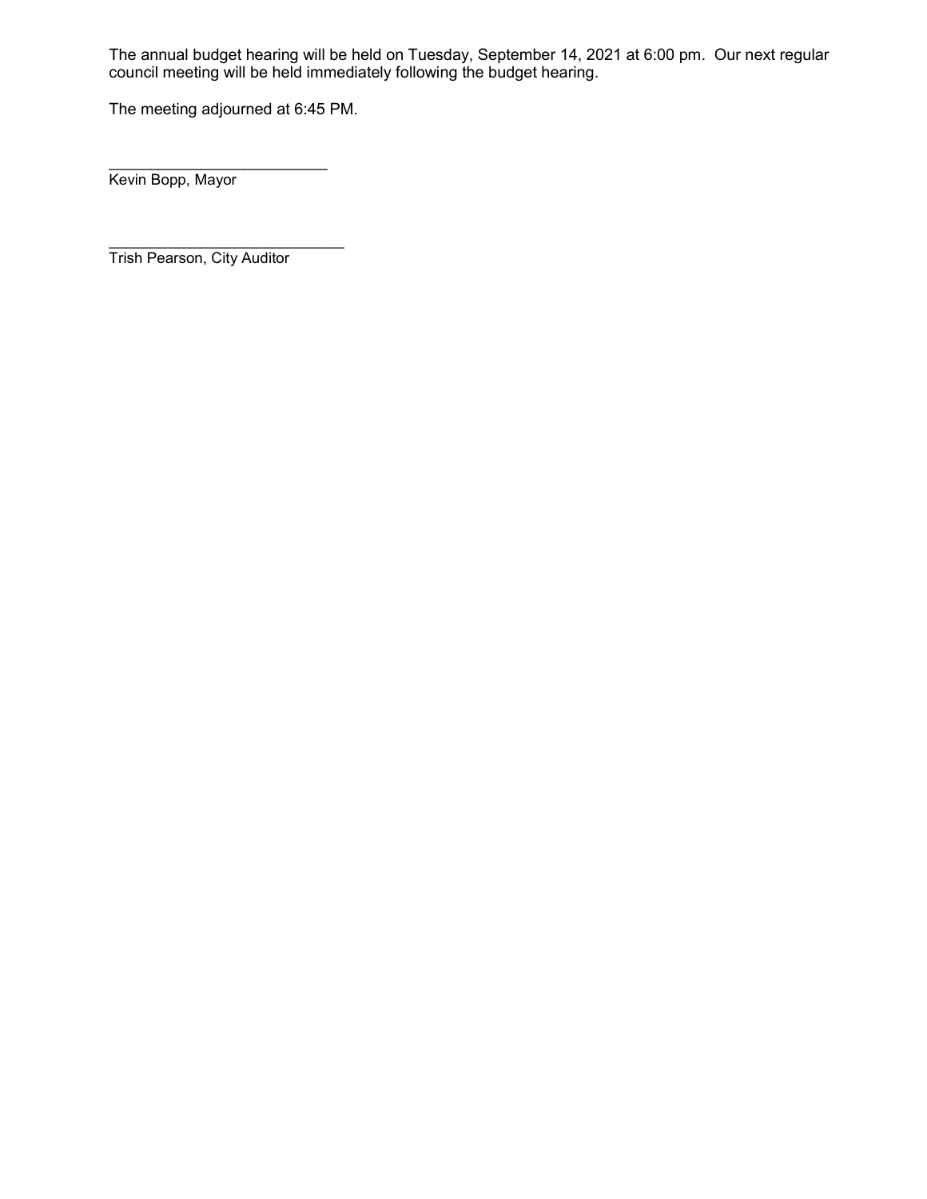The annual budget hearing will be held on Tuesday, September 14, 2021 at 6:00 pm.  Our next regular council meeting will be held immediately following the budget hearing.

The meeting adjourned at 6:45 PM.

___________________________
Kevin Bopp, Mayor

_____________________________
Trish Pearson, City Auditor